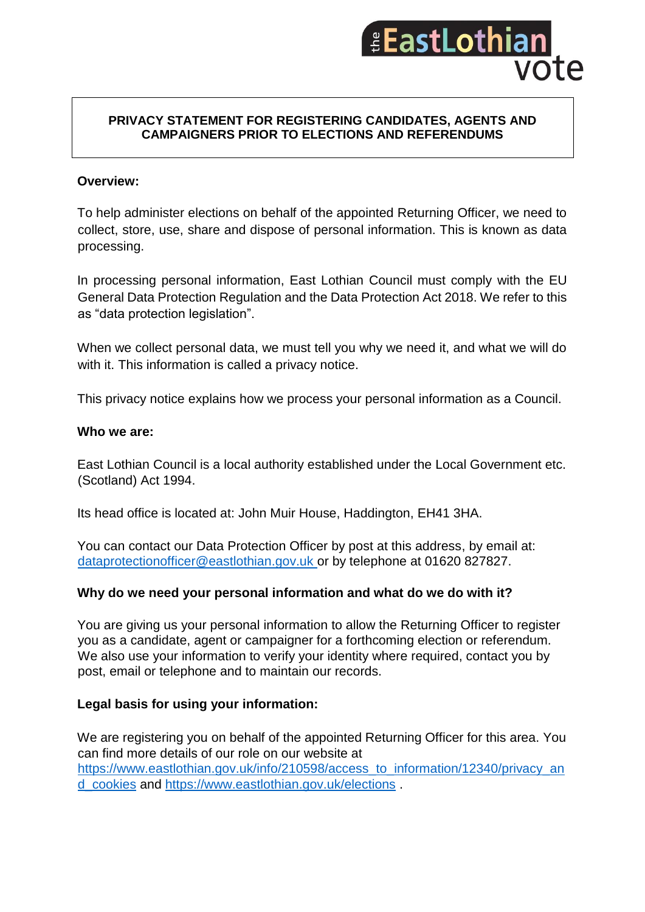# PRIVACY STATEMENT FOR REGISTERING CANDIDATES, AGENTS AND CAMPAIGNERS PRIOR TO ELECTIONS AND REFERENDUMS

**Overview:**

To help administer elections on behalf of the appointed Returning Officer, we need to collect, store, use, share and dispose of personal information. This is known as data processing.

In processing personal information, East Lothian Council must comply with the EU General Data Protection Regulation and the Data Protection Act 2018. We refer to this as "data protection legislation".

When we collect personal data, we must tell you why we need it, and what we will do with it. This information is called a privacy notice.

This privacy notice explains how we process your personal information as a Council.

**Who we are:**

East Lothian Council is a local authority established under the Local Government etc. (Scotland) Act 1994.

Its head office is located at: John Muir House, Haddington, EH41 3HA.

You can contact our Data Protection Officer by post at this address, by email at: dataprotectionofficer@eastlothian.gov.uk or by telephone at 01620 827827.

**Why do we need your personal information and what do we do with it?**

You are giving us your personal information to allow the Returning Officer to register you as a candidate, agent or campaigner for a forthcoming election or referendum. We also use your information to verify your identity where required, contact you by post, email or telephone and to maintain our records.

**Legal basis for using your information:**

We are registering you on behalf of the appointed Returning Officer for this area. You can find more details of our role on our website at https://www.eastlothian.gov.uk/info/210598/access_to_information/12340/privacy_and_cookies and https://www.eastlothian.gov.uk/elections .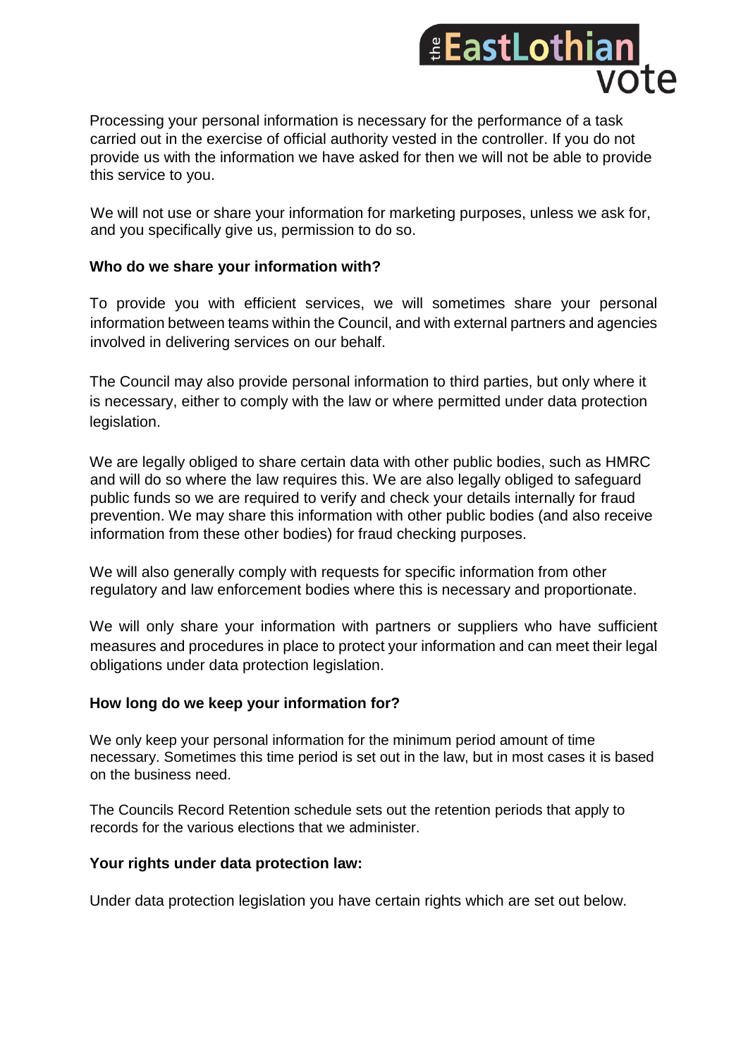Processing your personal information is necessary for the performance of a task carried out in the exercise of official authority vested in the controller. If you do not provide us with the information we have asked for then we will not be able to provide this service to you.

We will not use or share your information for marketing purposes, unless we ask for, and you specifically give us, permission to do so.

**Who do we share your information with?**

To provide you with efficient services, we will sometimes share your personal information between teams within the Council, and with external partners and agencies involved in delivering services on our behalf.

The Council may also provide personal information to third parties, but only where it is necessary, either to comply with the law or where permitted under data protection legislation.

We are legally obliged to share certain data with other public bodies, such as HMRC and will do so where the law requires this. We are also legally obliged to safeguard public funds so we are required to verify and check your details internally for fraud prevention. We may share this information with other public bodies (and also receive information from these other bodies) for fraud checking purposes.

We will also generally comply with requests for specific information from other regulatory and law enforcement bodies where this is necessary and proportionate.

We will only share your information with partners or suppliers who have sufficient measures and procedures in place to protect your information and can meet their legal obligations under data protection legislation.

**How long do we keep your information for?**

We only keep your personal information for the minimum period amount of time necessary. Sometimes this time period is set out in the law, but in most cases it is based on the business need.

The Councils Record Retention schedule sets out the retention periods that apply to records for the various elections that we administer.

**Your rights under data protection law:**

Under data protection legislation you have certain rights which are set out below.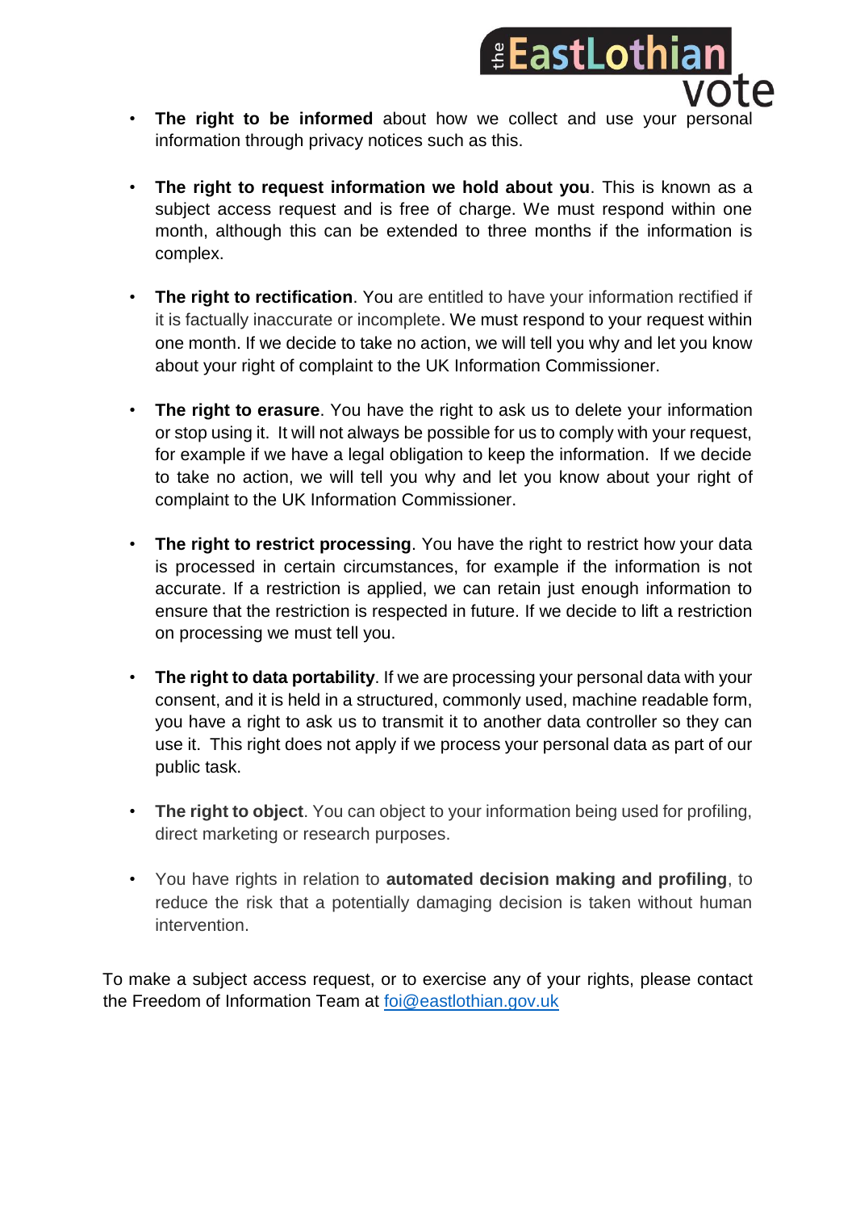- **The right to be informed** about how we collect and use your personal information through privacy notices such as this.

- **The right to request information we hold about you**. This is known as a subject access request and is free of charge. We must respond within one month, although this can be extended to three months if the information is complex.

- **The right to rectification**. You are entitled to have your information rectified if it is factually inaccurate or incomplete. We must respond to your request within one month. If we decide to take no action, we will tell you why and let you know about your right of complaint to the UK Information Commissioner.

- **The right to erasure**. You have the right to ask us to delete your information or stop using it. It will not always be possible for us to comply with your request, for example if we have a legal obligation to keep the information. If we decide to take no action, we will tell you why and let you know about your right of complaint to the UK Information Commissioner.

- **The right to restrict processing**. You have the right to restrict how your data is processed in certain circumstances, for example if the information is not accurate. If a restriction is applied, we can retain just enough information to ensure that the restriction is respected in future. If we decide to lift a restriction on processing we must tell you.

- **The right to data portability**. If we are processing your personal data with your consent, and it is held in a structured, commonly used, machine readable form, you have a right to ask us to transmit it to another data controller so they can use it. This right does not apply if we process your personal data as part of our public task.

- **The right to object**. You can object to your information being used for profiling, direct marketing or research purposes.

- You have rights in relation to **automated decision making and profiling**, to reduce the risk that a potentially damaging decision is taken without human intervention.

To make a subject access request, or to exercise any of your rights, please contact the Freedom of Information Team at foi@eastlothian.gov.uk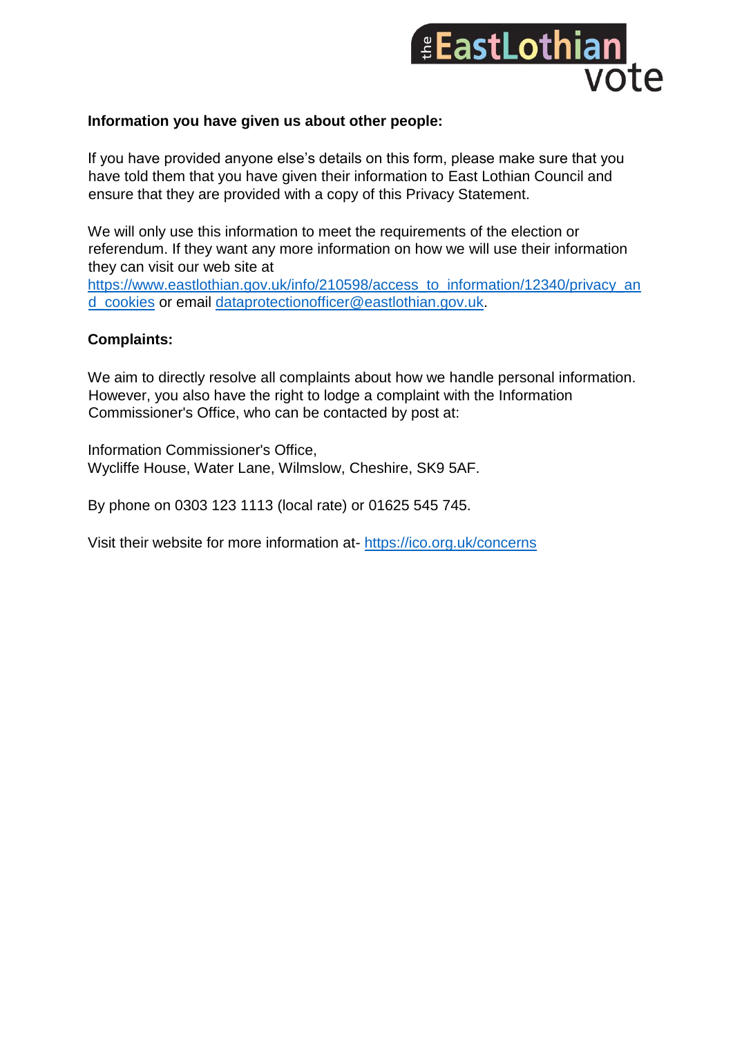**Information you have given us about other people:**

If you have provided anyone else's details on this form, please make sure that you have told them that you have given their information to East Lothian Council and ensure that they are provided with a copy of this Privacy Statement.

We will only use this information to meet the requirements of the election or referendum. If they want any more information on how we will use their information they can visit our web site at https://www.eastlothian.gov.uk/info/210598/access_to_information/12340/privacy_and_cookies or email dataprotectionofficer@eastlothian.gov.uk.

**Complaints:**

We aim to directly resolve all complaints about how we handle personal information. However, you also have the right to lodge a complaint with the Information Commissioner's Office, who can be contacted by post at:

Information Commissioner's Office,
Wycliffe House, Water Lane, Wilmslow, Cheshire, SK9 5AF.

By phone on 0303 123 1113 (local rate) or 01625 545 745.

Visit their website for more information at- https://ico.org.uk/concerns